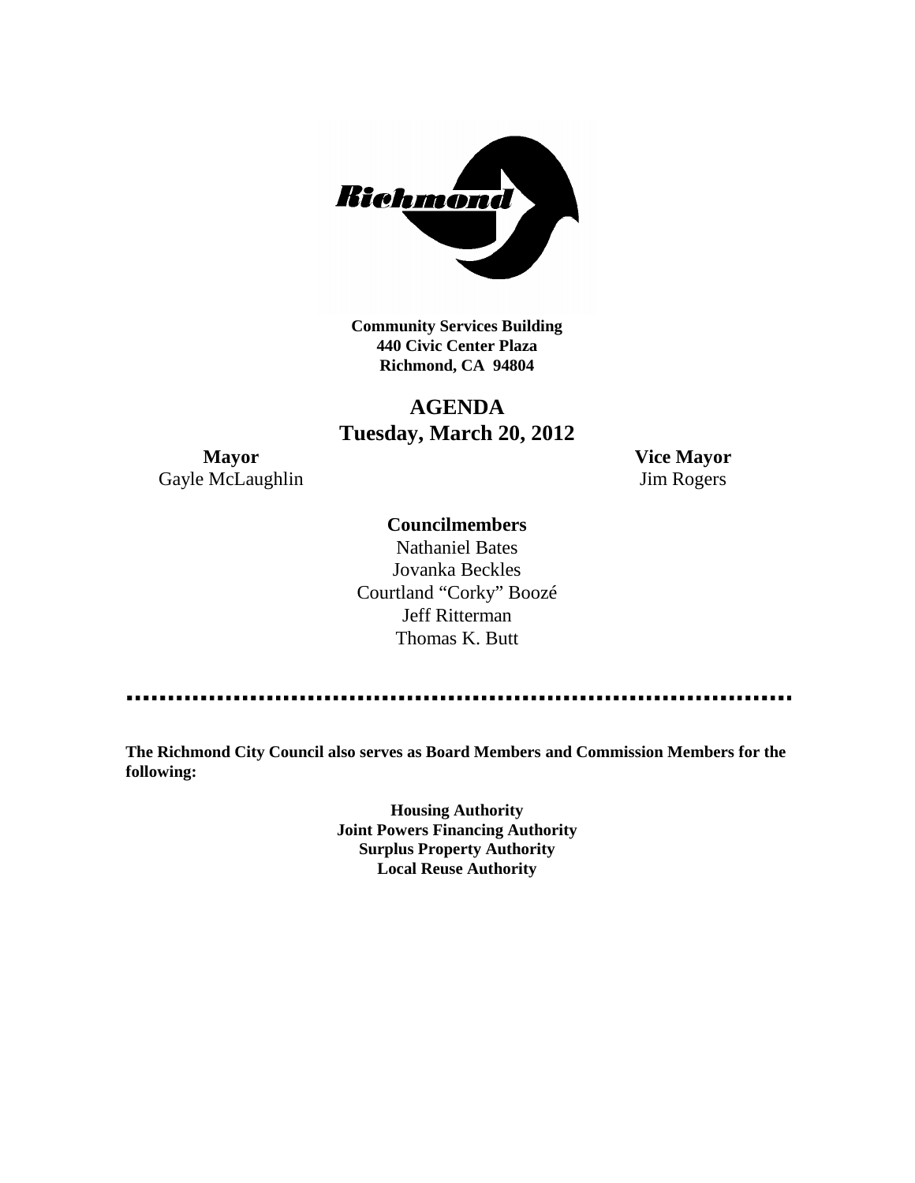**Community Services Building**
**440 Civic Center Plaza**
**Richmond, CA 94804**

# AGENDA
## Tuesday, March 20, 2012

**Mayor**
Gayle McLaughlin

**Vice Mayor**
Jim Rogers

**Councilmembers**

Nathaniel Bates
Jovanka Beckles
Courtland "Corky" Boozé
Jeff Ritterman
Thomas K. Butt

---

**The Richmond City Council also serves as Board Members and Commission Members for the following:**

**Housing Authority**
**Joint Powers Financing Authority**
**Surplus Property Authority**
**Local Reuse Authority**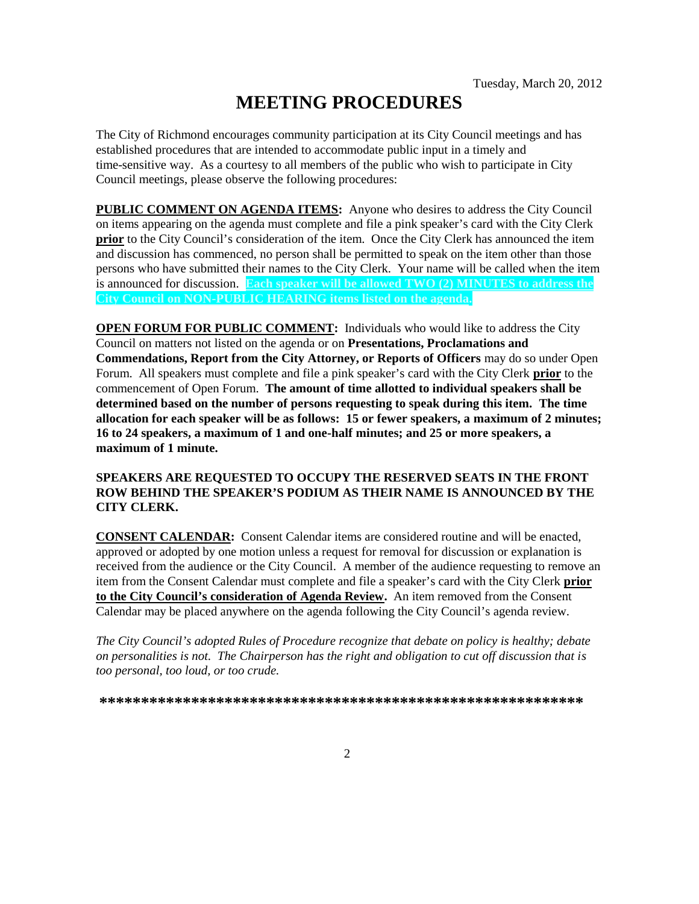Tuesday, March 20, 2012

# MEETING PROCEDURES

The City of Richmond encourages community participation at its City Council meetings and has established procedures that are intended to accommodate public input in a timely and time-sensitive way. As a courtesy to all members of the public who wish to participate in City Council meetings, please observe the following procedures:

**PUBLIC COMMENT ON AGENDA ITEMS:** Anyone who desires to address the City Council on items appearing on the agenda must complete and file a pink speaker's card with the City Clerk **prior** to the City Council's consideration of the item. Once the City Clerk has announced the item and discussion has commenced, no person shall be permitted to speak on the item other than those persons who have submitted their names to the City Clerk. Your name will be called when the item is announced for discussion. **Each speaker will be allowed TWO (2) MINUTES to address the City Council on NON-PUBLIC HEARING items listed on the agenda.**

**OPEN FORUM FOR PUBLIC COMMENT:** Individuals who would like to address the City Council on matters not listed on the agenda or on **Presentations, Proclamations and Commendations, Report from the City Attorney, or Reports of Officers** may do so under Open Forum. All speakers must complete and file a pink speaker's card with the City Clerk **prior** to the commencement of Open Forum. **The amount of time allotted to individual speakers shall be determined based on the number of persons requesting to speak during this item. The time allocation for each speaker will be as follows: 15 or fewer speakers, a maximum of 2 minutes; 16 to 24 speakers, a maximum of 1 and one-half minutes; and 25 or more speakers, a maximum of 1 minute.**

**SPEAKERS ARE REQUESTED TO OCCUPY THE RESERVED SEATS IN THE FRONT ROW BEHIND THE SPEAKER'S PODIUM AS THEIR NAME IS ANNOUNCED BY THE CITY CLERK.**

**CONSENT CALENDAR:** Consent Calendar items are considered routine and will be enacted, approved or adopted by one motion unless a request for removal for discussion or explanation is received from the audience or the City Council. A member of the audience requesting to remove an item from the Consent Calendar must complete and file a speaker's card with the City Clerk **prior to the City Council's consideration of Agenda Review.** An item removed from the Consent Calendar may be placed anywhere on the agenda following the City Council's agenda review.

*The City Council's adopted Rules of Procedure recognize that debate on policy is healthy; debate on personalities is not. The Chairperson has the right and obligation to cut off discussion that is too personal, too loud, or too crude.*

***********************************************************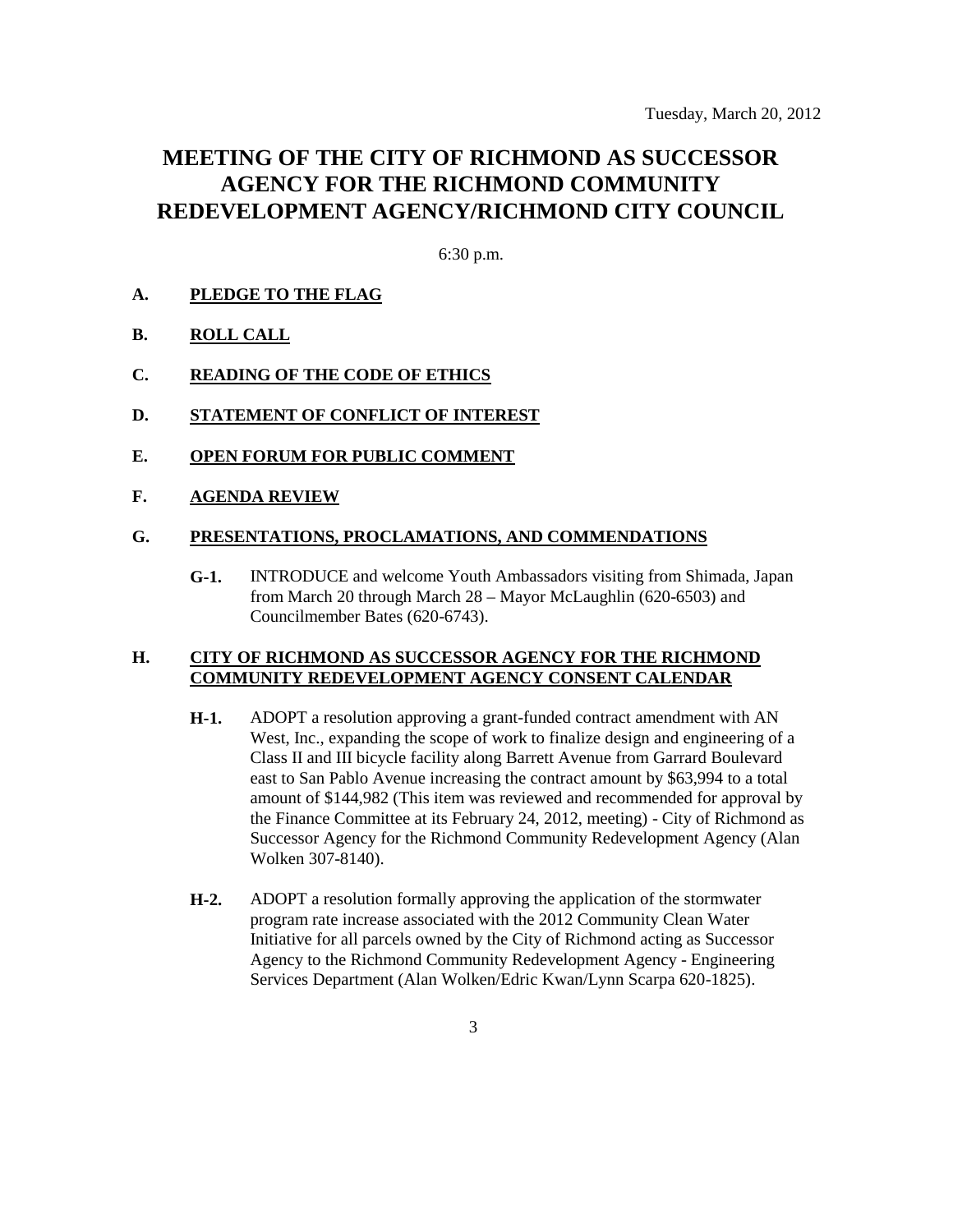Tuesday, March 20, 2012

# MEETING OF THE CITY OF RICHMOND AS SUCCESSOR AGENCY FOR THE RICHMOND COMMUNITY REDEVELOPMENT AGENCY/RICHMOND CITY COUNCIL

6:30 p.m.

**A. PLEDGE TO THE FLAG**

**B. ROLL CALL**

**C. READING OF THE CODE OF ETHICS**

**D. STATEMENT OF CONFLICT OF INTEREST**

**E. OPEN FORUM FOR PUBLIC COMMENT**

**F. AGENDA REVIEW**

**G. PRESENTATIONS, PROCLAMATIONS, AND COMMENDATIONS**

**G-1.** INTRODUCE and welcome Youth Ambassadors visiting from Shimada, Japan from March 20 through March 28 – Mayor McLaughlin (620-6503) and Councilmember Bates (620-6743).

**H. CITY OF RICHMOND AS SUCCESSOR AGENCY FOR THE RICHMOND COMMUNITY REDEVELOPMENT AGENCY CONSENT CALENDAR**

**H-1.** ADOPT a resolution approving a grant-funded contract amendment with AN West, Inc., expanding the scope of work to finalize design and engineering of a Class II and III bicycle facility along Barrett Avenue from Garrard Boulevard east to San Pablo Avenue increasing the contract amount by $63,994 to a total amount of $144,982 (This item was reviewed and recommended for approval by the Finance Committee at its February 24, 2012, meeting) - City of Richmond as Successor Agency for the Richmond Community Redevelopment Agency (Alan Wolken 307-8140).

**H-2.** ADOPT a resolution formally approving the application of the stormwater program rate increase associated with the 2012 Community Clean Water Initiative for all parcels owned by the City of Richmond acting as Successor Agency to the Richmond Community Redevelopment Agency - Engineering Services Department (Alan Wolken/Edric Kwan/Lynn Scarpa 620-1825).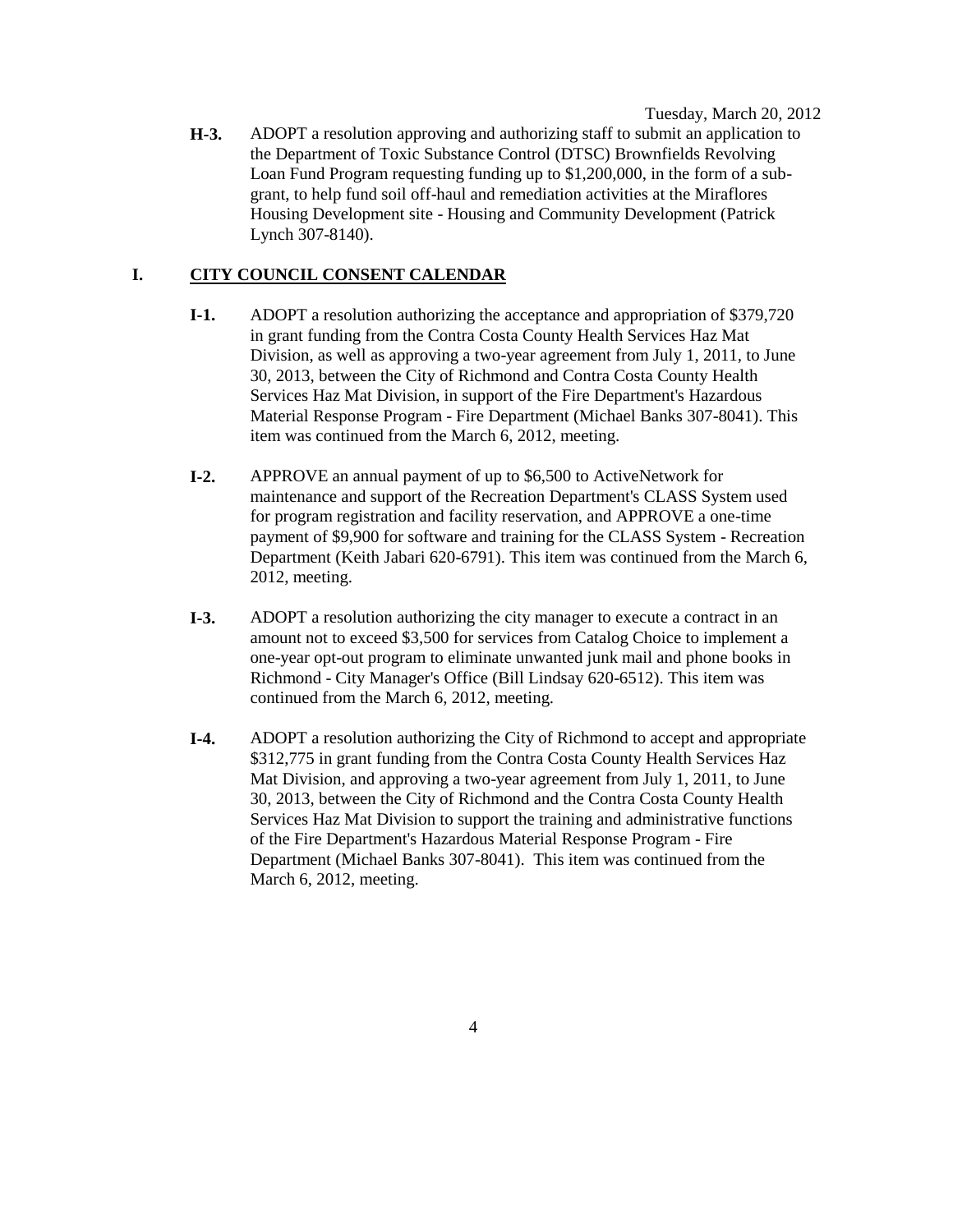**H-3.** ADOPT a resolution approving and authorizing staff to submit an application to the Department of Toxic Substance Control (DTSC) Brownfields Revolving Loan Fund Program requesting funding up to $1,200,000, in the form of a sub-grant, to help fund soil off-haul and remediation activities at the Miraflores Housing Development site - Housing and Community Development (Patrick Lynch 307-8140).

## I. CITY COUNCIL CONSENT CALENDAR

**I-1.** ADOPT a resolution authorizing the acceptance and appropriation of $379,720 in grant funding from the Contra Costa County Health Services Haz Mat Division, as well as approving a two-year agreement from July 1, 2011, to June 30, 2013, between the City of Richmond and Contra Costa County Health Services Haz Mat Division, in support of the Fire Department's Hazardous Material Response Program - Fire Department (Michael Banks 307-8041). This item was continued from the March 6, 2012, meeting.

**I-2.** APPROVE an annual payment of up to $6,500 to ActiveNetwork for maintenance and support of the Recreation Department's CLASS System used for program registration and facility reservation, and APPROVE a one-time payment of $9,900 for software and training for the CLASS System - Recreation Department (Keith Jabari 620-6791). This item was continued from the March 6, 2012, meeting.

**I-3.** ADOPT a resolution authorizing the city manager to execute a contract in an amount not to exceed $3,500 for services from Catalog Choice to implement a one-year opt-out program to eliminate unwanted junk mail and phone books in Richmond - City Manager's Office (Bill Lindsay 620-6512). This item was continued from the March 6, 2012, meeting.

**I-4.** ADOPT a resolution authorizing the City of Richmond to accept and appropriate $312,775 in grant funding from the Contra Costa County Health Services Haz Mat Division, and approving a two-year agreement from July 1, 2011, to June 30, 2013, between the City of Richmond and the Contra Costa County Health Services Haz Mat Division to support the training and administrative functions of the Fire Department's Hazardous Material Response Program - Fire Department (Michael Banks 307-8041). This item was continued from the March 6, 2012, meeting.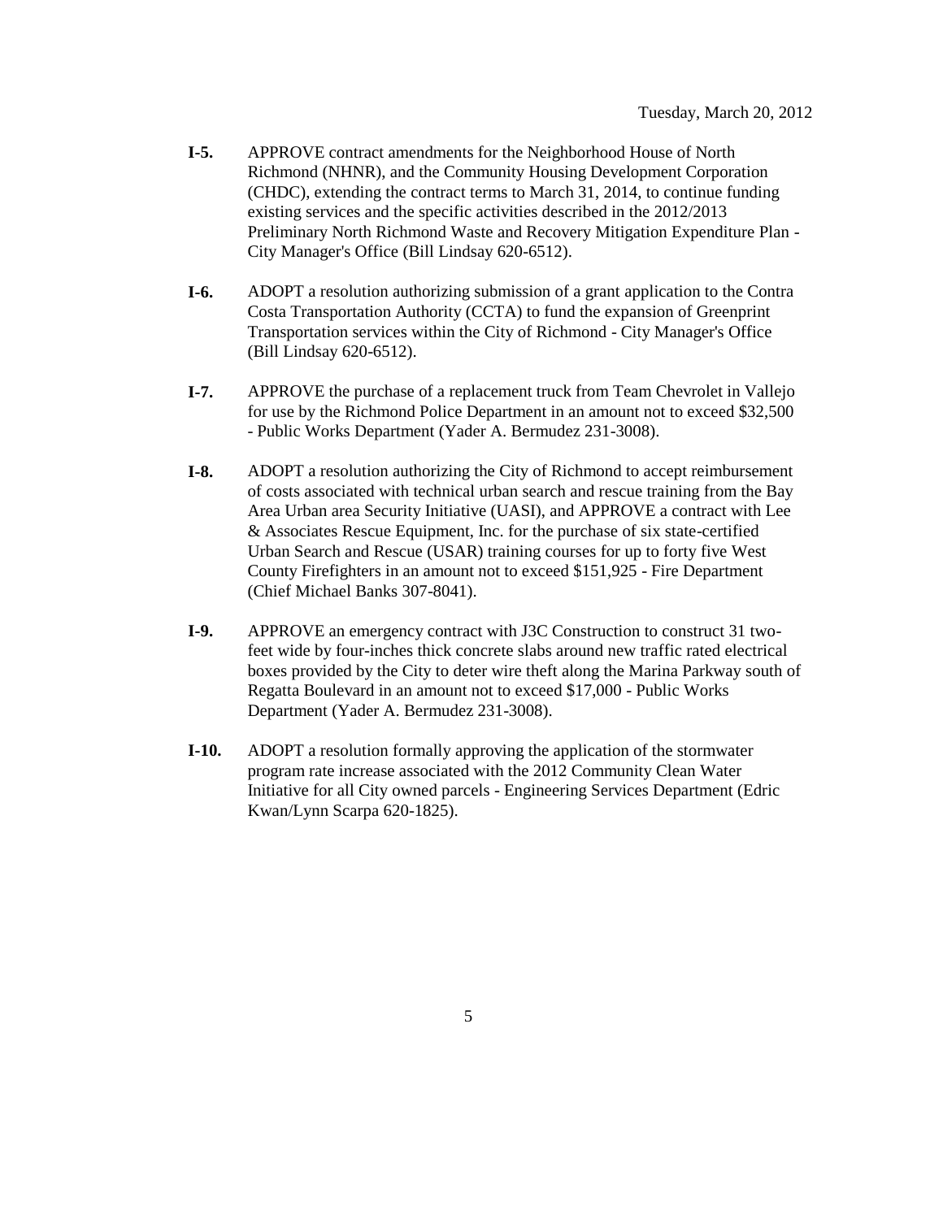**I-5.** APPROVE contract amendments for the Neighborhood House of North Richmond (NHNR), and the Community Housing Development Corporation (CHDC), extending the contract terms to March 31, 2014, to continue funding existing services and the specific activities described in the 2012/2013 Preliminary North Richmond Waste and Recovery Mitigation Expenditure Plan - City Manager's Office (Bill Lindsay 620-6512).

**I-6.** ADOPT a resolution authorizing submission of a grant application to the Contra Costa Transportation Authority (CCTA) to fund the expansion of Greenprint Transportation services within the City of Richmond - City Manager's Office (Bill Lindsay 620-6512).

**I-7.** APPROVE the purchase of a replacement truck from Team Chevrolet in Vallejo for use by the Richmond Police Department in an amount not to exceed $32,500 - Public Works Department (Yader A. Bermudez 231-3008).

**I-8.** ADOPT a resolution authorizing the City of Richmond to accept reimbursement of costs associated with technical urban search and rescue training from the Bay Area Urban area Security Initiative (UASI), and APPROVE a contract with Lee & Associates Rescue Equipment, Inc. for the purchase of six state-certified Urban Search and Rescue (USAR) training courses for up to forty five West County Firefighters in an amount not to exceed $151,925 - Fire Department (Chief Michael Banks 307-8041).

**I-9.** APPROVE an emergency contract with J3C Construction to construct 31 two-feet wide by four-inches thick concrete slabs around new traffic rated electrical boxes provided by the City to deter wire theft along the Marina Parkway south of Regatta Boulevard in an amount not to exceed $17,000 - Public Works Department (Yader A. Bermudez 231-3008).

**I-10.** ADOPT a resolution formally approving the application of the stormwater program rate increase associated with the 2012 Community Clean Water Initiative for all City owned parcels - Engineering Services Department (Edric Kwan/Lynn Scarpa 620-1825).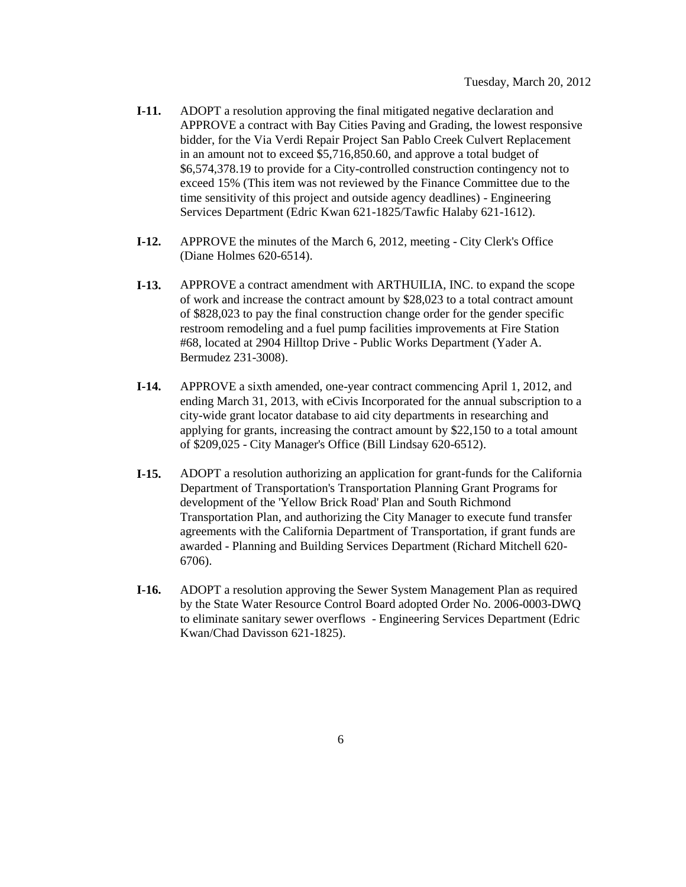Tuesday, March 20, 2012

**I-11.** ADOPT a resolution approving the final mitigated negative declaration and APPROVE a contract with Bay Cities Paving and Grading, the lowest responsive bidder, for the Via Verdi Repair Project San Pablo Creek Culvert Replacement in an amount not to exceed $5,716,850.60, and approve a total budget of $6,574,378.19 to provide for a City-controlled construction contingency not to exceed 15% (This item was not reviewed by the Finance Committee due to the time sensitivity of this project and outside agency deadlines) - Engineering Services Department (Edric Kwan 621-1825/Tawfic Halaby 621-1612).

**I-12.** APPROVE the minutes of the March 6, 2012, meeting - City Clerk's Office (Diane Holmes 620-6514).

**I-13.** APPROVE a contract amendment with ARTHUILIA, INC. to expand the scope of work and increase the contract amount by $28,023 to a total contract amount of $828,023 to pay the final construction change order for the gender specific restroom remodeling and a fuel pump facilities improvements at Fire Station #68, located at 2904 Hilltop Drive - Public Works Department (Yader A. Bermudez 231-3008).

**I-14.** APPROVE a sixth amended, one-year contract commencing April 1, 2012, and ending March 31, 2013, with eCivis Incorporated for the annual subscription to a city-wide grant locator database to aid city departments in researching and applying for grants, increasing the contract amount by $22,150 to a total amount of $209,025 - City Manager's Office (Bill Lindsay 620-6512).

**I-15.** ADOPT a resolution authorizing an application for grant-funds for the California Department of Transportation's Transportation Planning Grant Programs for development of the 'Yellow Brick Road' Plan and South Richmond Transportation Plan, and authorizing the City Manager to execute fund transfer agreements with the California Department of Transportation, if grant funds are awarded - Planning and Building Services Department (Richard Mitchell 620-6706).

**I-16.** ADOPT a resolution approving the Sewer System Management Plan as required by the State Water Resource Control Board adopted Order No. 2006-0003-DWQ to eliminate sanitary sewer overflows - Engineering Services Department (Edric Kwan/Chad Davisson 621-1825).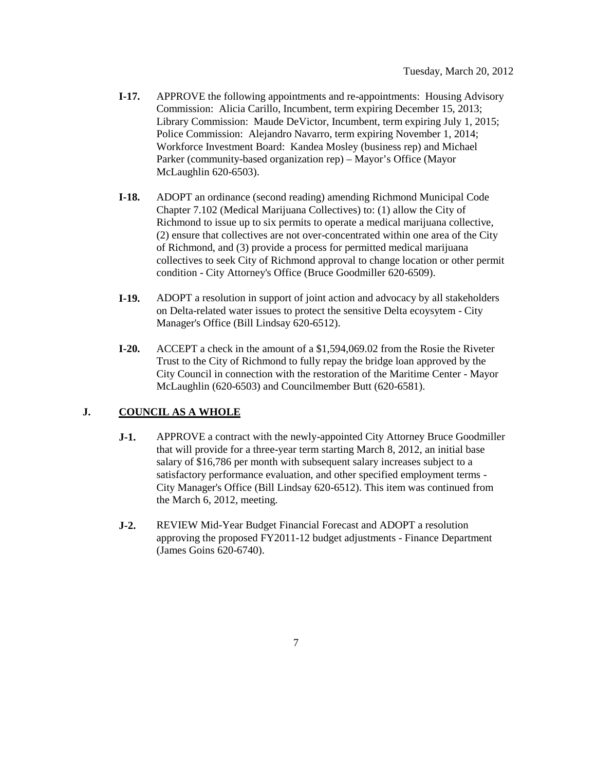- **I-17.** APPROVE the following appointments and re-appointments: Housing Advisory Commission: Alicia Carillo, Incumbent, term expiring December 15, 2013; Library Commission: Maude DeVictor, Incumbent, term expiring July 1, 2015; Police Commission: Alejandro Navarro, term expiring November 1, 2014; Workforce Investment Board: Kandea Mosley (business rep) and Michael Parker (community-based organization rep) – Mayor's Office (Mayor McLaughlin 620-6503).

- **I-18.** ADOPT an ordinance (second reading) amending Richmond Municipal Code Chapter 7.102 (Medical Marijuana Collectives) to: (1) allow the City of Richmond to issue up to six permits to operate a medical marijuana collective, (2) ensure that collectives are not over-concentrated within one area of the City of Richmond, and (3) provide a process for permitted medical marijuana collectives to seek City of Richmond approval to change location or other permit condition - City Attorney's Office (Bruce Goodmiller 620-6509).

- **I-19.** ADOPT a resolution in support of joint action and advocacy by all stakeholders on Delta-related water issues to protect the sensitive Delta ecoysytem - City Manager's Office (Bill Lindsay 620-6512).

- **I-20.** ACCEPT a check in the amount of a $1,594,069.02 from the Rosie the Riveter Trust to the City of Richmond to fully repay the bridge loan approved by the City Council in connection with the restoration of the Maritime Center - Mayor McLaughlin (620-6503) and Councilmember Butt (620-6581).

## J. COUNCIL AS A WHOLE

- **J-1.** APPROVE a contract with the newly-appointed City Attorney Bruce Goodmiller that will provide for a three-year term starting March 8, 2012, an initial base salary of $16,786 per month with subsequent salary increases subject to a satisfactory performance evaluation, and other specified employment terms - City Manager's Office (Bill Lindsay 620-6512). This item was continued from the March 6, 2012, meeting.

- **J-2.** REVIEW Mid-Year Budget Financial Forecast and ADOPT a resolution approving the proposed FY2011-12 budget adjustments - Finance Department (James Goins 620-6740).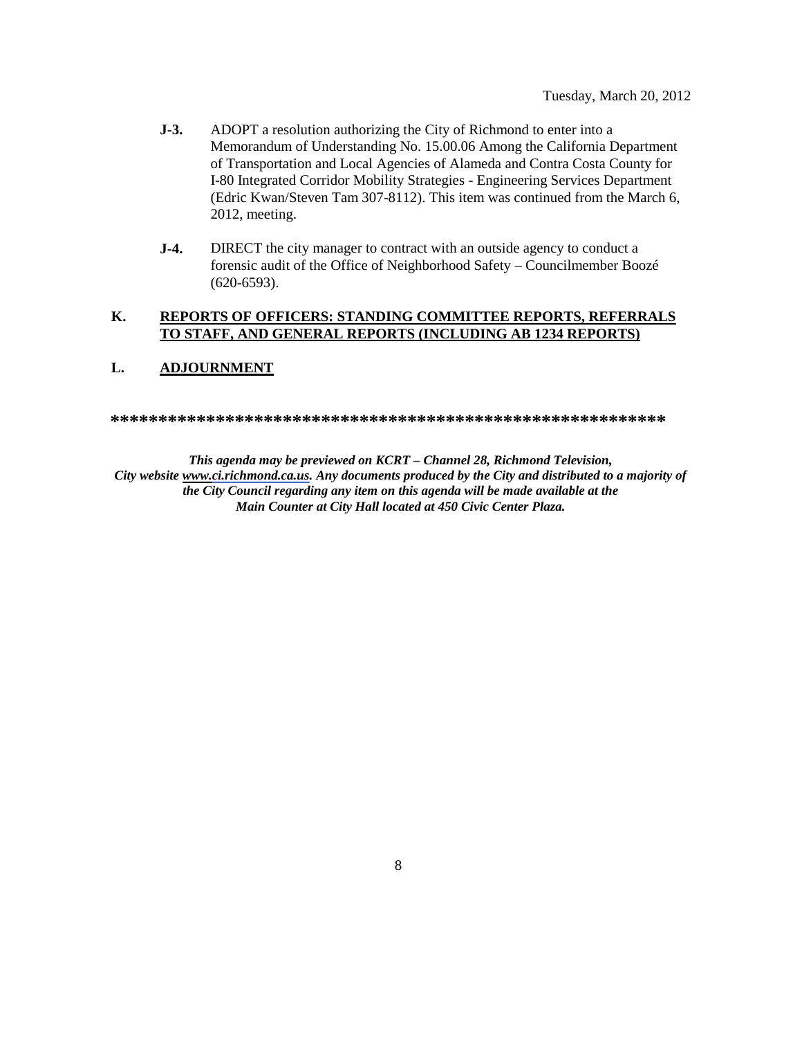**J-3.** ADOPT a resolution authorizing the City of Richmond to enter into a Memorandum of Understanding No. 15.00.06 Among the California Department of Transportation and Local Agencies of Alameda and Contra Costa County for I-80 Integrated Corridor Mobility Strategies - Engineering Services Department (Edric Kwan/Steven Tam 307-8112). This item was continued from the March 6, 2012, meeting.

**J-4.** DIRECT the city manager to contract with an outside agency to conduct a forensic audit of the Office of Neighborhood Safety – Councilmember Boozé (620-6593).

## K. REPORTS OF OFFICERS: STANDING COMMITTEE REPORTS, REFERRALS TO STAFF, AND GENERAL REPORTS (INCLUDING AB 1234 REPORTS)

## L. ADJOURNMENT

**\*\*\*\*\*\*\*\*\*\*\*\*\*\*\*\*\*\*\*\*\*\*\*\*\*\*\*\*\*\*\*\*\*\*\*\*\*\*\*\*\*\*\*\*\*\*\*\*\*\*\*\*\*\*\*\*\*\*\*\*\***

***This agenda may be previewed on KCRT – Channel 28, Richmond Television, City website www.ci.richmond.ca.us. Any documents produced by the City and distributed to a majority of the City Council regarding any item on this agenda will be made available at the Main Counter at City Hall located at 450 Civic Center Plaza.***